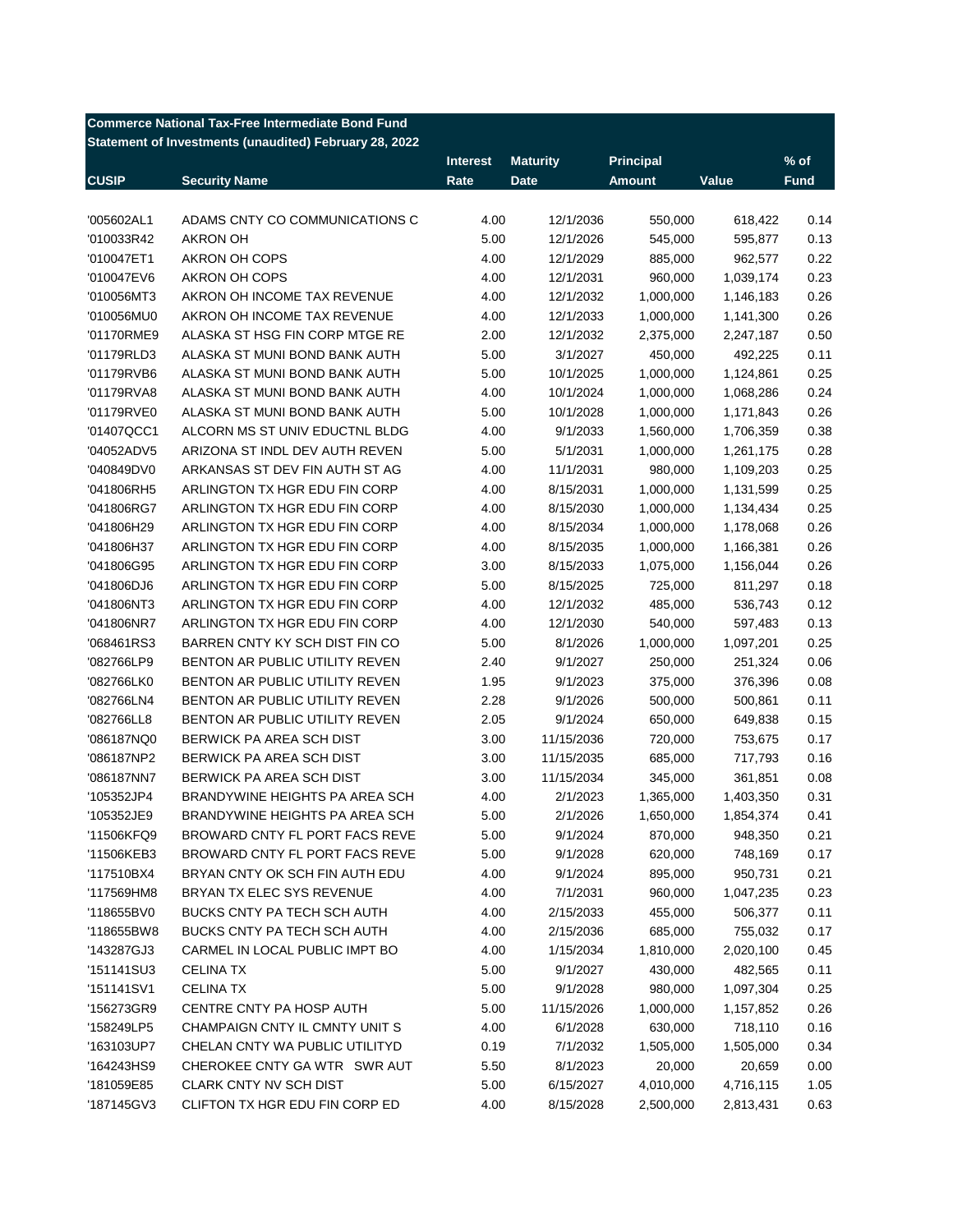**Commerce National Tax-Free Intermediate Bond Fund**
**Statement of Investments (unaudited) February 28, 2022**

| CUSIP | Security Name | Interest Rate | Maturity Date | Principal Amount | Value | % of Fund |
|---|---|---|---|---|---|---|
| '005602AL1 | ADAMS CNTY CO COMMUNICATIONS C | 4.00 | 12/1/2036 | 550,000 | 618,422 | 0.14 |
| '010033R42 | AKRON OH | 5.00 | 12/1/2026 | 545,000 | 595,877 | 0.13 |
| '010047ET1 | AKRON OH COPS | 4.00 | 12/1/2029 | 885,000 | 962,577 | 0.22 |
| '010047EV6 | AKRON OH COPS | 4.00 | 12/1/2031 | 960,000 | 1,039,174 | 0.23 |
| '010056MT3 | AKRON OH INCOME TAX REVENUE | 4.00 | 12/1/2032 | 1,000,000 | 1,146,183 | 0.26 |
| '010056MU0 | AKRON OH INCOME TAX REVENUE | 4.00 | 12/1/2033 | 1,000,000 | 1,141,300 | 0.26 |
| '01170RME9 | ALASKA ST HSG FIN CORP MTGE RE | 2.00 | 12/1/2032 | 2,375,000 | 2,247,187 | 0.50 |
| '01179RLD3 | ALASKA ST MUNI BOND BANK AUTH | 5.00 | 3/1/2027 | 450,000 | 492,225 | 0.11 |
| '01179RVB6 | ALASKA ST MUNI BOND BANK AUTH | 5.00 | 10/1/2025 | 1,000,000 | 1,124,861 | 0.25 |
| '01179RVA8 | ALASKA ST MUNI BOND BANK AUTH | 4.00 | 10/1/2024 | 1,000,000 | 1,068,286 | 0.24 |
| '01179RVE0 | ALASKA ST MUNI BOND BANK AUTH | 5.00 | 10/1/2028 | 1,000,000 | 1,171,843 | 0.26 |
| '01407QCC1 | ALCORN MS ST UNIV EDUCTNL BLDG | 4.00 | 9/1/2033 | 1,560,000 | 1,706,359 | 0.38 |
| '04052ADV5 | ARIZONA ST INDL DEV AUTH REVEN | 5.00 | 5/1/2031 | 1,000,000 | 1,261,175 | 0.28 |
| '040849DV0 | ARKANSAS ST DEV FIN AUTH ST AG | 4.00 | 11/1/2031 | 980,000 | 1,109,203 | 0.25 |
| '041806RH5 | ARLINGTON TX HGR EDU FIN CORP | 4.00 | 8/15/2031 | 1,000,000 | 1,131,599 | 0.25 |
| '041806RG7 | ARLINGTON TX HGR EDU FIN CORP | 4.00 | 8/15/2030 | 1,000,000 | 1,134,434 | 0.25 |
| '041806H29 | ARLINGTON TX HGR EDU FIN CORP | 4.00 | 8/15/2034 | 1,000,000 | 1,178,068 | 0.26 |
| '041806H37 | ARLINGTON TX HGR EDU FIN CORP | 4.00 | 8/15/2035 | 1,000,000 | 1,166,381 | 0.26 |
| '041806G95 | ARLINGTON TX HGR EDU FIN CORP | 3.00 | 8/15/2033 | 1,075,000 | 1,156,044 | 0.26 |
| '041806DJ6 | ARLINGTON TX HGR EDU FIN CORP | 5.00 | 8/15/2025 | 725,000 | 811,297 | 0.18 |
| '041806NT3 | ARLINGTON TX HGR EDU FIN CORP | 4.00 | 12/1/2032 | 485,000 | 536,743 | 0.12 |
| '041806NR7 | ARLINGTON TX HGR EDU FIN CORP | 4.00 | 12/1/2030 | 540,000 | 597,483 | 0.13 |
| '068461RS3 | BARREN CNTY KY SCH DIST FIN CO | 5.00 | 8/1/2026 | 1,000,000 | 1,097,201 | 0.25 |
| '082766LP9 | BENTON AR PUBLIC UTILITY REVEN | 2.40 | 9/1/2027 | 250,000 | 251,324 | 0.06 |
| '082766LK0 | BENTON AR PUBLIC UTILITY REVEN | 1.95 | 9/1/2023 | 375,000 | 376,396 | 0.08 |
| '082766LN4 | BENTON AR PUBLIC UTILITY REVEN | 2.28 | 9/1/2026 | 500,000 | 500,861 | 0.11 |
| '082766LL8 | BENTON AR PUBLIC UTILITY REVEN | 2.05 | 9/1/2024 | 650,000 | 649,838 | 0.15 |
| '086187NQ0 | BERWICK PA AREA SCH DIST | 3.00 | 11/15/2036 | 720,000 | 753,675 | 0.17 |
| '086187NP2 | BERWICK PA AREA SCH DIST | 3.00 | 11/15/2035 | 685,000 | 717,793 | 0.16 |
| '086187NN7 | BERWICK PA AREA SCH DIST | 3.00 | 11/15/2034 | 345,000 | 361,851 | 0.08 |
| '105352JP4 | BRANDYWINE HEIGHTS PA AREA SCH | 4.00 | 2/1/2023 | 1,365,000 | 1,403,350 | 0.31 |
| '105352JE9 | BRANDYWINE HEIGHTS PA AREA SCH | 5.00 | 2/1/2026 | 1,650,000 | 1,854,374 | 0.41 |
| '11506KFQ9 | BROWARD CNTY FL PORT FACS REVE | 5.00 | 9/1/2024 | 870,000 | 948,350 | 0.21 |
| '11506KEB3 | BROWARD CNTY FL PORT FACS REVE | 5.00 | 9/1/2028 | 620,000 | 748,169 | 0.17 |
| '117510BX4 | BRYAN CNTY OK SCH FIN AUTH EDU | 4.00 | 9/1/2024 | 895,000 | 950,731 | 0.21 |
| '117569HM8 | BRYAN TX ELEC SYS REVENUE | 4.00 | 7/1/2031 | 960,000 | 1,047,235 | 0.23 |
| '118655BV0 | BUCKS CNTY PA TECH SCH AUTH | 4.00 | 2/15/2033 | 455,000 | 506,377 | 0.11 |
| '118655BW8 | BUCKS CNTY PA TECH SCH AUTH | 4.00 | 2/15/2036 | 685,000 | 755,032 | 0.17 |
| '143287GJ3 | CARMEL IN LOCAL PUBLIC IMPT BO | 4.00 | 1/15/2034 | 1,810,000 | 2,020,100 | 0.45 |
| '151141SU3 | CELINA TX | 5.00 | 9/1/2027 | 430,000 | 482,565 | 0.11 |
| '151141SV1 | CELINA TX | 5.00 | 9/1/2028 | 980,000 | 1,097,304 | 0.25 |
| '156273GR9 | CENTRE CNTY PA HOSP AUTH | 5.00 | 11/15/2026 | 1,000,000 | 1,157,852 | 0.26 |
| '158249LP5 | CHAMPAIGN CNTY IL CMNTY UNIT S | 4.00 | 6/1/2028 | 630,000 | 718,110 | 0.16 |
| '163103UP7 | CHELAN CNTY WA PUBLIC UTILITYD | 0.19 | 7/1/2032 | 1,505,000 | 1,505,000 | 0.34 |
| '164243HS9 | CHEROKEE CNTY GA WTR SWR AUT | 5.50 | 8/1/2023 | 20,000 | 20,659 | 0.00 |
| '181059E85 | CLARK CNTY NV SCH DIST | 5.00 | 6/15/2027 | 4,010,000 | 4,716,115 | 1.05 |
| '187145GV3 | CLIFTON TX HGR EDU FIN CORP ED | 4.00 | 8/15/2028 | 2,500,000 | 2,813,431 | 0.63 |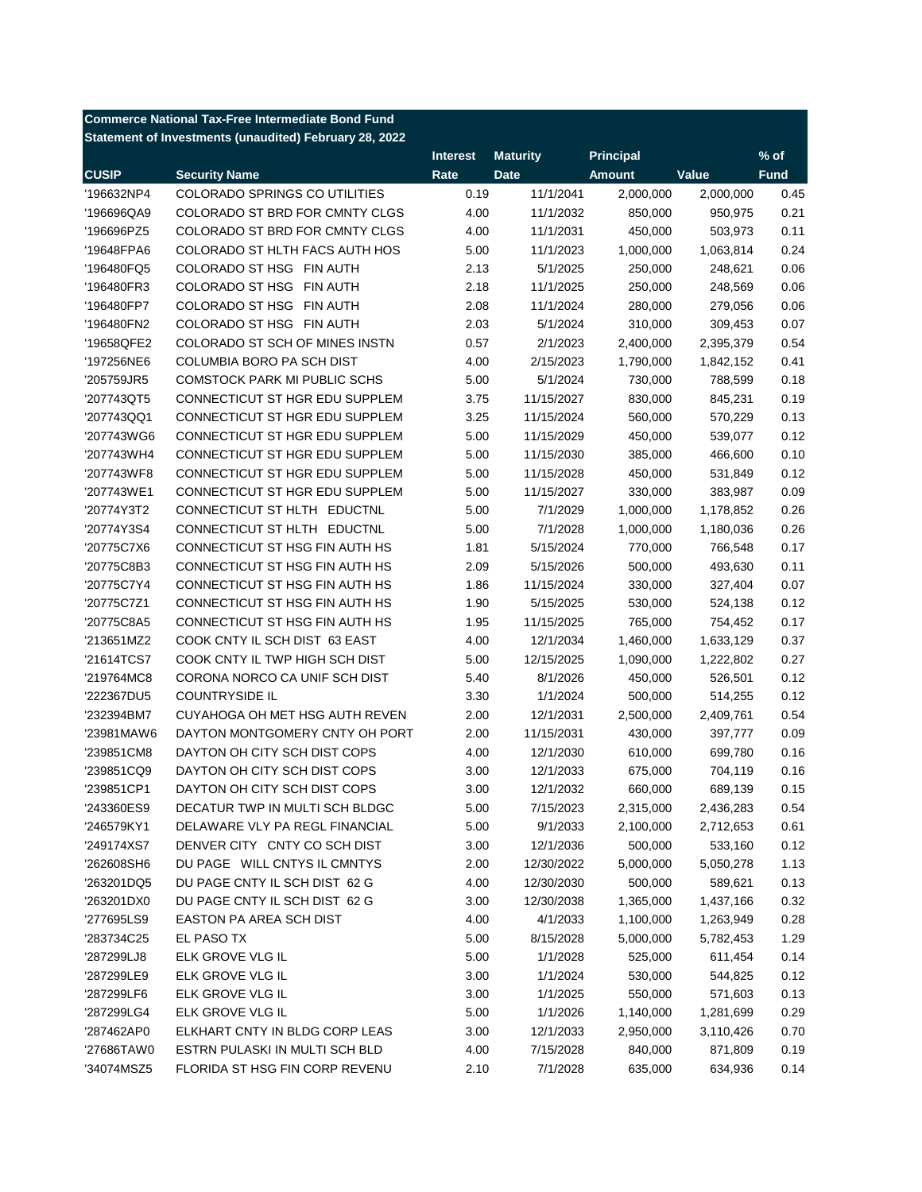**Commerce National Tax-Free Intermediate Bond Fund**
**Statement of Investments (unaudited) February 28, 2022**

| CUSIP | Security Name | Interest Rate | Maturity Date | Principal Amount | Value | % of Fund |
|---|---|---|---|---|---|---|
| '196632NP4 | COLORADO SPRINGS CO UTILITIES | 0.19 | 11/1/2041 | 2,000,000 | 2,000,000 | 0.45 |
| '196696QA9 | COLORADO ST BRD FOR CMNTY CLGS | 4.00 | 11/1/2032 | 850,000 | 950,975 | 0.21 |
| '196696PZ5 | COLORADO ST BRD FOR CMNTY CLGS | 4.00 | 11/1/2031 | 450,000 | 503,973 | 0.11 |
| '19648FPA6 | COLORADO ST HLTH FACS AUTH HOS | 5.00 | 11/1/2023 | 1,000,000 | 1,063,814 | 0.24 |
| '196480FQ5 | COLORADO ST HSG FIN AUTH | 2.13 | 5/1/2025 | 250,000 | 248,621 | 0.06 |
| '196480FR3 | COLORADO ST HSG FIN AUTH | 2.18 | 11/1/2025 | 250,000 | 248,569 | 0.06 |
| '196480FP7 | COLORADO ST HSG FIN AUTH | 2.08 | 11/1/2024 | 280,000 | 279,056 | 0.06 |
| '196480FN2 | COLORADO ST HSG FIN AUTH | 2.03 | 5/1/2024 | 310,000 | 309,453 | 0.07 |
| '19658QFE2 | COLORADO ST SCH OF MINES INSTN | 0.57 | 2/1/2023 | 2,400,000 | 2,395,379 | 0.54 |
| '197256NE6 | COLUMBIA BORO PA SCH DIST | 4.00 | 2/15/2023 | 1,790,000 | 1,842,152 | 0.41 |
| '205759JR5 | COMSTOCK PARK MI PUBLIC SCHS | 5.00 | 5/1/2024 | 730,000 | 788,599 | 0.18 |
| '207743QT5 | CONNECTICUT ST HGR EDU SUPPLEM | 3.75 | 11/15/2027 | 830,000 | 845,231 | 0.19 |
| '207743QQ1 | CONNECTICUT ST HGR EDU SUPPLEM | 3.25 | 11/15/2024 | 560,000 | 570,229 | 0.13 |
| '207743WG6 | CONNECTICUT ST HGR EDU SUPPLEM | 5.00 | 11/15/2029 | 450,000 | 539,077 | 0.12 |
| '207743WH4 | CONNECTICUT ST HGR EDU SUPPLEM | 5.00 | 11/15/2030 | 385,000 | 466,600 | 0.10 |
| '207743WF8 | CONNECTICUT ST HGR EDU SUPPLEM | 5.00 | 11/15/2028 | 450,000 | 531,849 | 0.12 |
| '207743WE1 | CONNECTICUT ST HGR EDU SUPPLEM | 5.00 | 11/15/2027 | 330,000 | 383,987 | 0.09 |
| '20774Y3T2 | CONNECTICUT ST HLTH EDUCTNL | 5.00 | 7/1/2029 | 1,000,000 | 1,178,852 | 0.26 |
| '20774Y3S4 | CONNECTICUT ST HLTH EDUCTNL | 5.00 | 7/1/2028 | 1,000,000 | 1,180,036 | 0.26 |
| '20775C7X6 | CONNECTICUT ST HSG FIN AUTH HS | 1.81 | 5/15/2024 | 770,000 | 766,548 | 0.17 |
| '20775C8B3 | CONNECTICUT ST HSG FIN AUTH HS | 2.09 | 5/15/2026 | 500,000 | 493,630 | 0.11 |
| '20775C7Y4 | CONNECTICUT ST HSG FIN AUTH HS | 1.86 | 11/15/2024 | 330,000 | 327,404 | 0.07 |
| '20775C7Z1 | CONNECTICUT ST HSG FIN AUTH HS | 1.90 | 5/15/2025 | 530,000 | 524,138 | 0.12 |
| '20775C8A5 | CONNECTICUT ST HSG FIN AUTH HS | 1.95 | 11/15/2025 | 765,000 | 754,452 | 0.17 |
| '213651MZ2 | COOK CNTY IL SCH DIST 63 EAST | 4.00 | 12/1/2034 | 1,460,000 | 1,633,129 | 0.37 |
| '21614TCS7 | COOK CNTY IL TWP HIGH SCH DIST | 5.00 | 12/15/2025 | 1,090,000 | 1,222,802 | 0.27 |
| '219764MC8 | CORONA NORCO CA UNIF SCH DIST | 5.40 | 8/1/2026 | 450,000 | 526,501 | 0.12 |
| '222367DU5 | COUNTRYSIDE IL | 3.30 | 1/1/2024 | 500,000 | 514,255 | 0.12 |
| '232394BM7 | CUYAHOGA OH MET HSG AUTH REVEN | 2.00 | 12/1/2031 | 2,500,000 | 2,409,761 | 0.54 |
| '23981MAW6 | DAYTON MONTGOMERY CNTY OH PORT | 2.00 | 11/15/2031 | 430,000 | 397,777 | 0.09 |
| '239851CM8 | DAYTON OH CITY SCH DIST COPS | 4.00 | 12/1/2030 | 610,000 | 699,780 | 0.16 |
| '239851CQ9 | DAYTON OH CITY SCH DIST COPS | 3.00 | 12/1/2033 | 675,000 | 704,119 | 0.16 |
| '239851CP1 | DAYTON OH CITY SCH DIST COPS | 3.00 | 12/1/2032 | 660,000 | 689,139 | 0.15 |
| '243360ES9 | DECATUR TWP IN MULTI SCH BLDGC | 5.00 | 7/15/2023 | 2,315,000 | 2,436,283 | 0.54 |
| '246579KY1 | DELAWARE VLY PA REGL FINANCIAL | 5.00 | 9/1/2033 | 2,100,000 | 2,712,653 | 0.61 |
| '249174XS7 | DENVER CITY CNTY CO SCH DIST | 3.00 | 12/1/2036 | 500,000 | 533,160 | 0.12 |
| '262608SH6 | DU PAGE WILL CNTYS IL CMNTYS | 2.00 | 12/30/2022 | 5,000,000 | 5,050,278 | 1.13 |
| '263201DQ5 | DU PAGE CNTY IL SCH DIST 62 G | 4.00 | 12/30/2030 | 500,000 | 589,621 | 0.13 |
| '263201DX0 | DU PAGE CNTY IL SCH DIST 62 G | 3.00 | 12/30/2038 | 1,365,000 | 1,437,166 | 0.32 |
| '277695LS9 | EASTON PA AREA SCH DIST | 4.00 | 4/1/2033 | 1,100,000 | 1,263,949 | 0.28 |
| '283734C25 | EL PASO TX | 5.00 | 8/15/2028 | 5,000,000 | 5,782,453 | 1.29 |
| '287299LJ8 | ELK GROVE VLG IL | 5.00 | 1/1/2028 | 525,000 | 611,454 | 0.14 |
| '287299LE9 | ELK GROVE VLG IL | 3.00 | 1/1/2024 | 530,000 | 544,825 | 0.12 |
| '287299LF6 | ELK GROVE VLG IL | 3.00 | 1/1/2025 | 550,000 | 571,603 | 0.13 |
| '287299LG4 | ELK GROVE VLG IL | 5.00 | 1/1/2026 | 1,140,000 | 1,281,699 | 0.29 |
| '287462AP0 | ELKHART CNTY IN BLDG CORP LEAS | 3.00 | 12/1/2033 | 2,950,000 | 3,110,426 | 0.70 |
| '27686TAW0 | ESTRN PULASKI IN MULTI SCH BLD | 4.00 | 7/15/2028 | 840,000 | 871,809 | 0.19 |
| '34074MSZ5 | FLORIDA ST HSG FIN CORP REVENU | 2.10 | 7/1/2028 | 635,000 | 634,936 | 0.14 |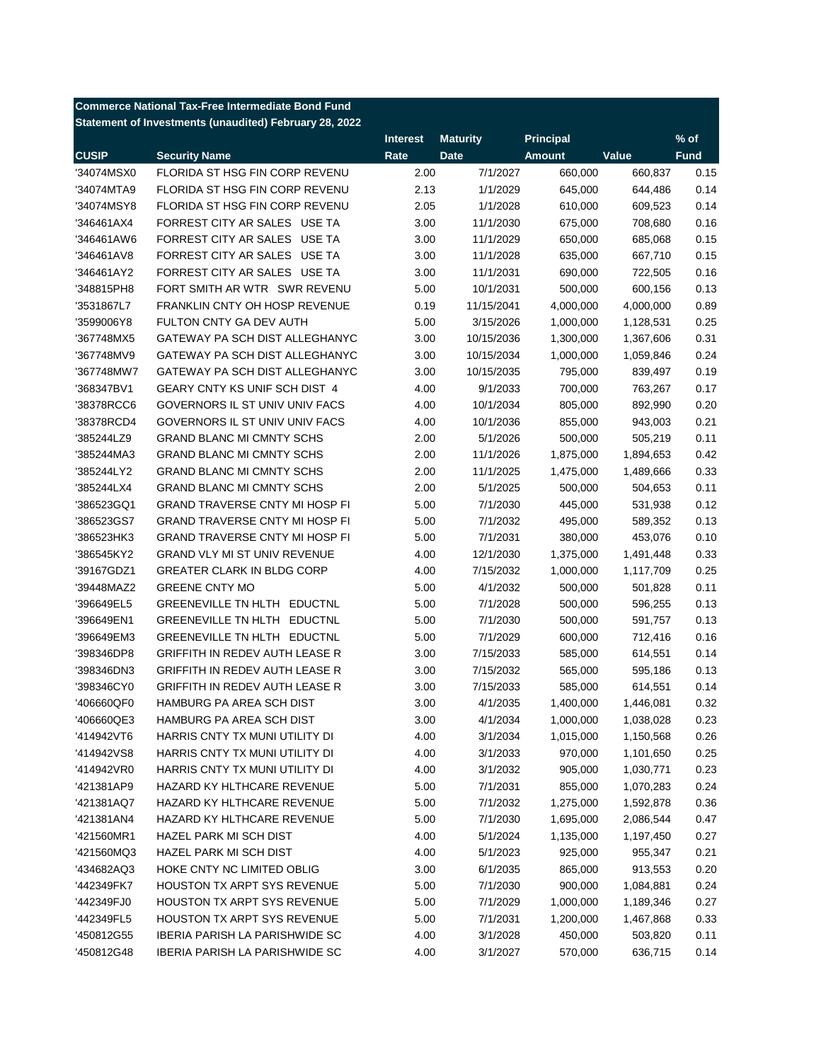**Commerce National Tax-Free Intermediate Bond Fund**
**Statement of Investments (unaudited) February 28, 2022**

| CUSIP | Security Name | Interest Rate | Maturity Date | Principal Amount | Value | % of Fund |
|---|---|---|---|---|---|---|
| '34074MSX0 | FLORIDA ST HSG FIN CORP REVENU | 2.00 | 7/1/2027 | 660,000 | 660,837 | 0.15 |
| '34074MTA9 | FLORIDA ST HSG FIN CORP REVENU | 2.13 | 1/1/2029 | 645,000 | 644,486 | 0.14 |
| '34074MSY8 | FLORIDA ST HSG FIN CORP REVENU | 2.05 | 1/1/2028 | 610,000 | 609,523 | 0.14 |
| '346461AX4 | FORREST CITY AR SALES USE TA | 3.00 | 11/1/2030 | 675,000 | 708,680 | 0.16 |
| '346461AW6 | FORREST CITY AR SALES USE TA | 3.00 | 11/1/2029 | 650,000 | 685,068 | 0.15 |
| '346461AV8 | FORREST CITY AR SALES USE TA | 3.00 | 11/1/2028 | 635,000 | 667,710 | 0.15 |
| '346461AY2 | FORREST CITY AR SALES USE TA | 3.00 | 11/1/2031 | 690,000 | 722,505 | 0.16 |
| '348815PH8 | FORT SMITH AR WTR SWR REVENU | 5.00 | 10/1/2031 | 500,000 | 600,156 | 0.13 |
| '3531867L7 | FRANKLIN CNTY OH HOSP REVENUE | 0.19 | 11/15/2041 | 4,000,000 | 4,000,000 | 0.89 |
| '3599006Y8 | FULTON CNTY GA DEV AUTH | 5.00 | 3/15/2026 | 1,000,000 | 1,128,531 | 0.25 |
| '367748MX5 | GATEWAY PA SCH DIST ALLEGHANYC | 3.00 | 10/15/2036 | 1,300,000 | 1,367,606 | 0.31 |
| '367748MV9 | GATEWAY PA SCH DIST ALLEGHANYC | 3.00 | 10/15/2034 | 1,000,000 | 1,059,846 | 0.24 |
| '367748MW7 | GATEWAY PA SCH DIST ALLEGHANYC | 3.00 | 10/15/2035 | 795,000 | 839,497 | 0.19 |
| '368347BV1 | GEARY CNTY KS UNIF SCH DIST 4 | 4.00 | 9/1/2033 | 700,000 | 763,267 | 0.17 |
| '38378RCC6 | GOVERNORS IL ST UNIV UNIV FACS | 4.00 | 10/1/2034 | 805,000 | 892,990 | 0.20 |
| '38378RCD4 | GOVERNORS IL ST UNIV UNIV FACS | 4.00 | 10/1/2036 | 855,000 | 943,003 | 0.21 |
| '385244LZ9 | GRAND BLANC MI CMNTY SCHS | 2.00 | 5/1/2026 | 500,000 | 505,219 | 0.11 |
| '385244MA3 | GRAND BLANC MI CMNTY SCHS | 2.00 | 11/1/2026 | 1,875,000 | 1,894,653 | 0.42 |
| '385244LY2 | GRAND BLANC MI CMNTY SCHS | 2.00 | 11/1/2025 | 1,475,000 | 1,489,666 | 0.33 |
| '385244LX4 | GRAND BLANC MI CMNTY SCHS | 2.00 | 5/1/2025 | 500,000 | 504,653 | 0.11 |
| '386523GQ1 | GRAND TRAVERSE CNTY MI HOSP FI | 5.00 | 7/1/2030 | 445,000 | 531,938 | 0.12 |
| '386523GS7 | GRAND TRAVERSE CNTY MI HOSP FI | 5.00 | 7/1/2032 | 495,000 | 589,352 | 0.13 |
| '386523HK3 | GRAND TRAVERSE CNTY MI HOSP FI | 5.00 | 7/1/2031 | 380,000 | 453,076 | 0.10 |
| '386545KY2 | GRAND VLY MI ST UNIV REVENUE | 4.00 | 12/1/2030 | 1,375,000 | 1,491,448 | 0.33 |
| '39167GDZ1 | GREATER CLARK IN BLDG CORP | 4.00 | 7/15/2032 | 1,000,000 | 1,117,709 | 0.25 |
| '39448MAZ2 | GREENE CNTY MO | 5.00 | 4/1/2032 | 500,000 | 501,828 | 0.11 |
| '396649EL5 | GREENEVILLE TN HLTH EDUCTNL | 5.00 | 7/1/2028 | 500,000 | 596,255 | 0.13 |
| '396649EN1 | GREENEVILLE TN HLTH EDUCTNL | 5.00 | 7/1/2030 | 500,000 | 591,757 | 0.13 |
| '396649EM3 | GREENEVILLE TN HLTH EDUCTNL | 5.00 | 7/1/2029 | 600,000 | 712,416 | 0.16 |
| '398346DP8 | GRIFFITH IN REDEV AUTH LEASE R | 3.00 | 7/15/2033 | 585,000 | 614,551 | 0.14 |
| '398346DN3 | GRIFFITH IN REDEV AUTH LEASE R | 3.00 | 7/15/2032 | 565,000 | 595,186 | 0.13 |
| '398346CY0 | GRIFFITH IN REDEV AUTH LEASE R | 3.00 | 7/15/2033 | 585,000 | 614,551 | 0.14 |
| '406660QF0 | HAMBURG PA AREA SCH DIST | 3.00 | 4/1/2035 | 1,400,000 | 1,446,081 | 0.32 |
| '406660QE3 | HAMBURG PA AREA SCH DIST | 3.00 | 4/1/2034 | 1,000,000 | 1,038,028 | 0.23 |
| '414942VT6 | HARRIS CNTY TX MUNI UTILITY DI | 4.00 | 3/1/2034 | 1,015,000 | 1,150,568 | 0.26 |
| '414942VS8 | HARRIS CNTY TX MUNI UTILITY DI | 4.00 | 3/1/2033 | 970,000 | 1,101,650 | 0.25 |
| '414942VR0 | HARRIS CNTY TX MUNI UTILITY DI | 4.00 | 3/1/2032 | 905,000 | 1,030,771 | 0.23 |
| '421381AP9 | HAZARD KY HLTHCARE REVENUE | 5.00 | 7/1/2031 | 855,000 | 1,070,283 | 0.24 |
| '421381AQ7 | HAZARD KY HLTHCARE REVENUE | 5.00 | 7/1/2032 | 1,275,000 | 1,592,878 | 0.36 |
| '421381AN4 | HAZARD KY HLTHCARE REVENUE | 5.00 | 7/1/2030 | 1,695,000 | 2,086,544 | 0.47 |
| '421560MR1 | HAZEL PARK MI SCH DIST | 4.00 | 5/1/2024 | 1,135,000 | 1,197,450 | 0.27 |
| '421560MQ3 | HAZEL PARK MI SCH DIST | 4.00 | 5/1/2023 | 925,000 | 955,347 | 0.21 |
| '434682AQ3 | HOKE CNTY NC LIMITED OBLIG | 3.00 | 6/1/2035 | 865,000 | 913,553 | 0.20 |
| '442349FK7 | HOUSTON TX ARPT SYS REVENUE | 5.00 | 7/1/2030 | 900,000 | 1,084,881 | 0.24 |
| '442349FJ0 | HOUSTON TX ARPT SYS REVENUE | 5.00 | 7/1/2029 | 1,000,000 | 1,189,346 | 0.27 |
| '442349FL5 | HOUSTON TX ARPT SYS REVENUE | 5.00 | 7/1/2031 | 1,200,000 | 1,467,868 | 0.33 |
| '450812G55 | IBERIA PARISH LA PARISHWIDE SC | 4.00 | 3/1/2028 | 450,000 | 503,820 | 0.11 |
| '450812G48 | IBERIA PARISH LA PARISHWIDE SC | 4.00 | 3/1/2027 | 570,000 | 636,715 | 0.14 |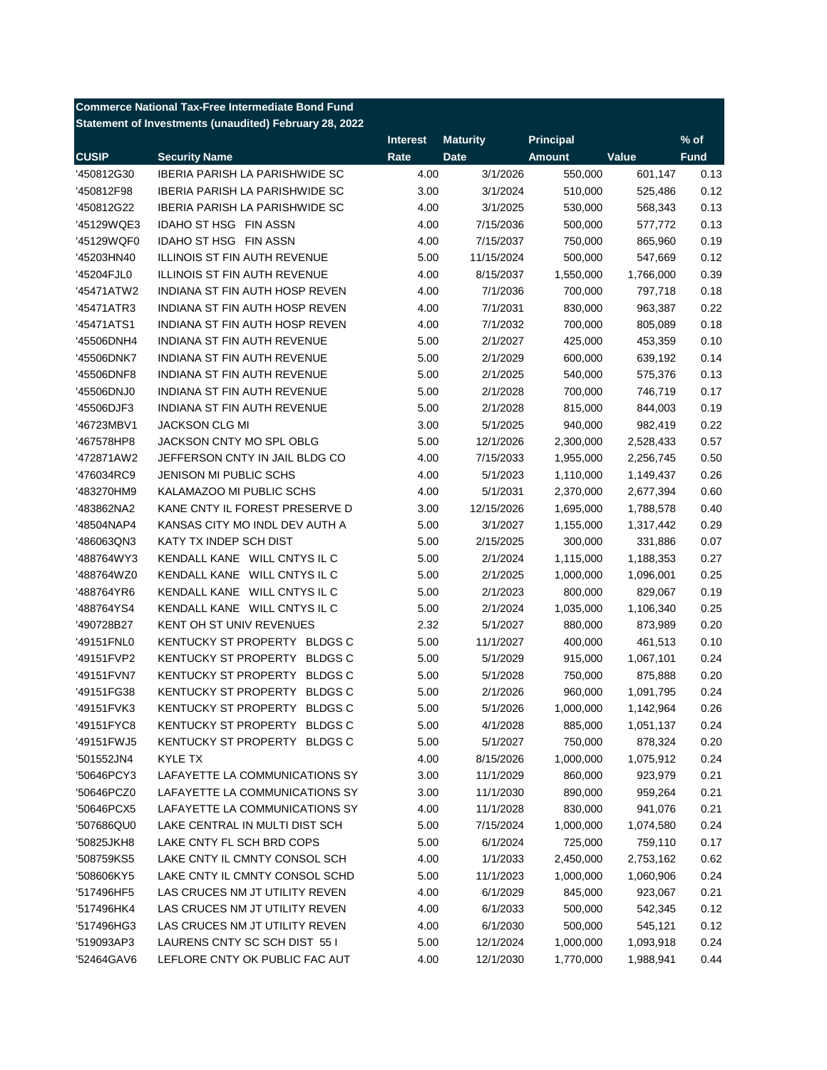**Commerce National Tax-Free Intermediate Bond Fund**
**Statement of Investments (unaudited) February 28, 2022**

| CUSIP | Security Name | Interest Rate | Maturity Date | Principal Amount | Value | % of Fund |
|---|---|---|---|---|---|---|
| '450812G30 | IBERIA PARISH LA PARISHWIDE SC | 4.00 | 3/1/2026 | 550,000 | 601,147 | 0.13 |
| '450812F98 | IBERIA PARISH LA PARISHWIDE SC | 3.00 | 3/1/2024 | 510,000 | 525,486 | 0.12 |
| '450812G22 | IBERIA PARISH LA PARISHWIDE SC | 4.00 | 3/1/2025 | 530,000 | 568,343 | 0.13 |
| '45129WQE3 | IDAHO ST HSG FIN ASSN | 4.00 | 7/15/2036 | 500,000 | 577,772 | 0.13 |
| '45129WQF0 | IDAHO ST HSG FIN ASSN | 4.00 | 7/15/2037 | 750,000 | 865,960 | 0.19 |
| '45203HN40 | ILLINOIS ST FIN AUTH REVENUE | 5.00 | 11/15/2024 | 500,000 | 547,669 | 0.12 |
| '45204FJL0 | ILLINOIS ST FIN AUTH REVENUE | 4.00 | 8/15/2037 | 1,550,000 | 1,766,000 | 0.39 |
| '45471ATW2 | INDIANA ST FIN AUTH HOSP REVEN | 4.00 | 7/1/2036 | 700,000 | 797,718 | 0.18 |
| '45471ATR3 | INDIANA ST FIN AUTH HOSP REVEN | 4.00 | 7/1/2031 | 830,000 | 963,387 | 0.22 |
| '45471ATS1 | INDIANA ST FIN AUTH HOSP REVEN | 4.00 | 7/1/2032 | 700,000 | 805,089 | 0.18 |
| '45506DNH4 | INDIANA ST FIN AUTH REVENUE | 5.00 | 2/1/2027 | 425,000 | 453,359 | 0.10 |
| '45506DNK7 | INDIANA ST FIN AUTH REVENUE | 5.00 | 2/1/2029 | 600,000 | 639,192 | 0.14 |
| '45506DNF8 | INDIANA ST FIN AUTH REVENUE | 5.00 | 2/1/2025 | 540,000 | 575,376 | 0.13 |
| '45506DNJ0 | INDIANA ST FIN AUTH REVENUE | 5.00 | 2/1/2028 | 700,000 | 746,719 | 0.17 |
| '45506DJF3 | INDIANA ST FIN AUTH REVENUE | 5.00 | 2/1/2028 | 815,000 | 844,003 | 0.19 |
| '46723MBV1 | JACKSON CLG MI | 3.00 | 5/1/2025 | 940,000 | 982,419 | 0.22 |
| '467578HP8 | JACKSON CNTY MO SPL OBLG | 5.00 | 12/1/2026 | 2,300,000 | 2,528,433 | 0.57 |
| '472871AW2 | JEFFERSON CNTY IN JAIL BLDG CO | 4.00 | 7/15/2033 | 1,955,000 | 2,256,745 | 0.50 |
| '476034RC9 | JENISON MI PUBLIC SCHS | 4.00 | 5/1/2023 | 1,110,000 | 1,149,437 | 0.26 |
| '483270HM9 | KALAMAZOO MI PUBLIC SCHS | 4.00 | 5/1/2031 | 2,370,000 | 2,677,394 | 0.60 |
| '483862NA2 | KANE CNTY IL FOREST PRESERVE D | 3.00 | 12/15/2026 | 1,695,000 | 1,788,578 | 0.40 |
| '48504NAP4 | KANSAS CITY MO INDL DEV AUTH A | 5.00 | 3/1/2027 | 1,155,000 | 1,317,442 | 0.29 |
| '486063QN3 | KATY TX INDEP SCH DIST | 5.00 | 2/15/2025 | 300,000 | 331,886 | 0.07 |
| '488764WY3 | KENDALL KANE WILL CNTYS IL C | 5.00 | 2/1/2024 | 1,115,000 | 1,188,353 | 0.27 |
| '488764WZ0 | KENDALL KANE WILL CNTYS IL C | 5.00 | 2/1/2025 | 1,000,000 | 1,096,001 | 0.25 |
| '488764YR6 | KENDALL KANE WILL CNTYS IL C | 5.00 | 2/1/2023 | 800,000 | 829,067 | 0.19 |
| '488764YS4 | KENDALL KANE WILL CNTYS IL C | 5.00 | 2/1/2024 | 1,035,000 | 1,106,340 | 0.25 |
| '490728B27 | KENT OH ST UNIV REVENUES | 2.32 | 5/1/2027 | 880,000 | 873,989 | 0.20 |
| '49151FNL0 | KENTUCKY ST PROPERTY BLDGS C | 5.00 | 11/1/2027 | 400,000 | 461,513 | 0.10 |
| '49151FVP2 | KENTUCKY ST PROPERTY BLDGS C | 5.00 | 5/1/2029 | 915,000 | 1,067,101 | 0.24 |
| '49151FVN7 | KENTUCKY ST PROPERTY BLDGS C | 5.00 | 5/1/2028 | 750,000 | 875,888 | 0.20 |
| '49151FG38 | KENTUCKY ST PROPERTY BLDGS C | 5.00 | 2/1/2026 | 960,000 | 1,091,795 | 0.24 |
| '49151FVK3 | KENTUCKY ST PROPERTY BLDGS C | 5.00 | 5/1/2026 | 1,000,000 | 1,142,964 | 0.26 |
| '49151FYC8 | KENTUCKY ST PROPERTY BLDGS C | 5.00 | 4/1/2028 | 885,000 | 1,051,137 | 0.24 |
| '49151FWJ5 | KENTUCKY ST PROPERTY BLDGS C | 5.00 | 5/1/2027 | 750,000 | 878,324 | 0.20 |
| '501552JN4 | KYLE TX | 4.00 | 8/15/2026 | 1,000,000 | 1,075,912 | 0.24 |
| '50646PCY3 | LAFAYETTE LA COMMUNICATIONS SY | 3.00 | 11/1/2029 | 860,000 | 923,979 | 0.21 |
| '50646PCZ0 | LAFAYETTE LA COMMUNICATIONS SY | 3.00 | 11/1/2030 | 890,000 | 959,264 | 0.21 |
| '50646PCX5 | LAFAYETTE LA COMMUNICATIONS SY | 4.00 | 11/1/2028 | 830,000 | 941,076 | 0.21 |
| '507686QU0 | LAKE CENTRAL IN MULTI DIST SCH | 5.00 | 7/15/2024 | 1,000,000 | 1,074,580 | 0.24 |
| '50825JKH8 | LAKE CNTY FL SCH BRD COPS | 5.00 | 6/1/2024 | 725,000 | 759,110 | 0.17 |
| '508759KS5 | LAKE CNTY IL CMNTY CONSOL SCH | 4.00 | 1/1/2033 | 2,450,000 | 2,753,162 | 0.62 |
| '508606KY5 | LAKE CNTY IL CMNTY CONSOL SCHD | 5.00 | 11/1/2023 | 1,000,000 | 1,060,906 | 0.24 |
| '517496HF5 | LAS CRUCES NM JT UTILITY REVEN | 4.00 | 6/1/2029 | 845,000 | 923,067 | 0.21 |
| '517496HK4 | LAS CRUCES NM JT UTILITY REVEN | 4.00 | 6/1/2033 | 500,000 | 542,345 | 0.12 |
| '517496HG3 | LAS CRUCES NM JT UTILITY REVEN | 4.00 | 6/1/2030 | 500,000 | 545,121 | 0.12 |
| '519093AP3 | LAURENS CNTY SC SCH DIST 55 I | 5.00 | 12/1/2024 | 1,000,000 | 1,093,918 | 0.24 |
| '52464GAV6 | LEFLORE CNTY OK PUBLIC FAC AUT | 4.00 | 12/1/2030 | 1,770,000 | 1,988,941 | 0.44 |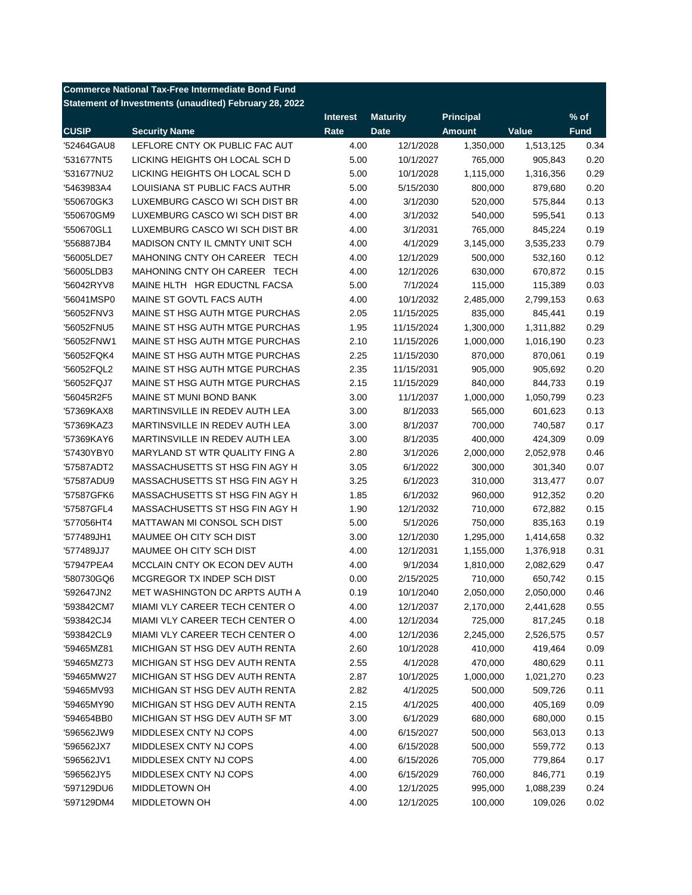**Commerce National Tax-Free Intermediate Bond Fund**
**Statement of Investments (unaudited) February 28, 2022**

| CUSIP | Security Name | Interest Rate | Maturity Date | Principal Amount | Value | % of Fund |
|---|---|---|---|---|---|---|
| '52464GAU8 | LEFLORE CNTY OK PUBLIC FAC AUT | 4.00 | 12/1/2028 | 1,350,000 | 1,513,125 | 0.34 |
| '531677NT5 | LICKING HEIGHTS OH LOCAL SCH D | 5.00 | 10/1/2027 | 765,000 | 905,843 | 0.20 |
| '531677NU2 | LICKING HEIGHTS OH LOCAL SCH D | 5.00 | 10/1/2028 | 1,115,000 | 1,316,356 | 0.29 |
| '5463983A4 | LOUISIANA ST PUBLIC FACS AUTHR | 5.00 | 5/15/2030 | 800,000 | 879,680 | 0.20 |
| '550670GK3 | LUXEMBURG CASCO WI SCH DIST BR | 4.00 | 3/1/2030 | 520,000 | 575,844 | 0.13 |
| '550670GM9 | LUXEMBURG CASCO WI SCH DIST BR | 4.00 | 3/1/2032 | 540,000 | 595,541 | 0.13 |
| '550670GL1 | LUXEMBURG CASCO WI SCH DIST BR | 4.00 | 3/1/2031 | 765,000 | 845,224 | 0.19 |
| '556887JB4 | MADISON CNTY IL CMNTY UNIT SCH | 4.00 | 4/1/2029 | 3,145,000 | 3,535,233 | 0.79 |
| '56005LDE7 | MAHONING CNTY OH CAREER TECH | 4.00 | 12/1/2029 | 500,000 | 532,160 | 0.12 |
| '56005LDB3 | MAHONING CNTY OH CAREER TECH | 4.00 | 12/1/2026 | 630,000 | 670,872 | 0.15 |
| '56042RYV8 | MAINE HLTH HGR EDUCTNL FACSA | 5.00 | 7/1/2024 | 115,000 | 115,389 | 0.03 |
| '56041MSP0 | MAINE ST GOVTL FACS AUTH | 4.00 | 10/1/2032 | 2,485,000 | 2,799,153 | 0.63 |
| '56052FNV3 | MAINE ST HSG AUTH MTGE PURCHAS | 2.05 | 11/15/2025 | 835,000 | 845,441 | 0.19 |
| '56052FNU5 | MAINE ST HSG AUTH MTGE PURCHAS | 1.95 | 11/15/2024 | 1,300,000 | 1,311,882 | 0.29 |
| '56052FNW1 | MAINE ST HSG AUTH MTGE PURCHAS | 2.10 | 11/15/2026 | 1,000,000 | 1,016,190 | 0.23 |
| '56052FQK4 | MAINE ST HSG AUTH MTGE PURCHAS | 2.25 | 11/15/2030 | 870,000 | 870,061 | 0.19 |
| '56052FQL2 | MAINE ST HSG AUTH MTGE PURCHAS | 2.35 | 11/15/2031 | 905,000 | 905,692 | 0.20 |
| '56052FQJ7 | MAINE ST HSG AUTH MTGE PURCHAS | 2.15 | 11/15/2029 | 840,000 | 844,733 | 0.19 |
| '56045R2F5 | MAINE ST MUNI BOND BANK | 3.00 | 11/1/2037 | 1,000,000 | 1,050,799 | 0.23 |
| '57369KAX8 | MARTINSVILLE IN REDEV AUTH LEA | 3.00 | 8/1/2033 | 565,000 | 601,623 | 0.13 |
| '57369KAZ3 | MARTINSVILLE IN REDEV AUTH LEA | 3.00 | 8/1/2037 | 700,000 | 740,587 | 0.17 |
| '57369KAY6 | MARTINSVILLE IN REDEV AUTH LEA | 3.00 | 8/1/2035 | 400,000 | 424,309 | 0.09 |
| '57430YBY0 | MARYLAND ST WTR QUALITY FING A | 2.80 | 3/1/2026 | 2,000,000 | 2,052,978 | 0.46 |
| '57587ADT2 | MASSACHUSETTS ST HSG FIN AGY H | 3.05 | 6/1/2022 | 300,000 | 301,340 | 0.07 |
| '57587ADU9 | MASSACHUSETTS ST HSG FIN AGY H | 3.25 | 6/1/2023 | 310,000 | 313,477 | 0.07 |
| '57587GFK6 | MASSACHUSETTS ST HSG FIN AGY H | 1.85 | 6/1/2032 | 960,000 | 912,352 | 0.20 |
| '57587GFL4 | MASSACHUSETTS ST HSG FIN AGY H | 1.90 | 12/1/2032 | 710,000 | 672,882 | 0.15 |
| '577056HT4 | MATTAWAN MI CONSOL SCH DIST | 5.00 | 5/1/2026 | 750,000 | 835,163 | 0.19 |
| '577489JH1 | MAUMEE OH CITY SCH DIST | 3.00 | 12/1/2030 | 1,295,000 | 1,414,658 | 0.32 |
| '577489JJ7 | MAUMEE OH CITY SCH DIST | 4.00 | 12/1/2031 | 1,155,000 | 1,376,918 | 0.31 |
| '57947PEA4 | MCCLAIN CNTY OK ECON DEV AUTH | 4.00 | 9/1/2034 | 1,810,000 | 2,082,629 | 0.47 |
| '580730GQ6 | MCGREGOR TX INDEP SCH DIST | 0.00 | 2/15/2025 | 710,000 | 650,742 | 0.15 |
| '592647JN2 | MET WASHINGTON DC ARPTS AUTH A | 0.19 | 10/1/2040 | 2,050,000 | 2,050,000 | 0.46 |
| '593842CM7 | MIAMI VLY CAREER TECH CENTER O | 4.00 | 12/1/2037 | 2,170,000 | 2,441,628 | 0.55 |
| '593842CJ4 | MIAMI VLY CAREER TECH CENTER O | 4.00 | 12/1/2034 | 725,000 | 817,245 | 0.18 |
| '593842CL9 | MIAMI VLY CAREER TECH CENTER O | 4.00 | 12/1/2036 | 2,245,000 | 2,526,575 | 0.57 |
| '59465MZ81 | MICHIGAN ST HSG DEV AUTH RENTA | 2.60 | 10/1/2028 | 410,000 | 419,464 | 0.09 |
| '59465MZ73 | MICHIGAN ST HSG DEV AUTH RENTA | 2.55 | 4/1/2028 | 470,000 | 480,629 | 0.11 |
| '59465MW27 | MICHIGAN ST HSG DEV AUTH RENTA | 2.87 | 10/1/2025 | 1,000,000 | 1,021,270 | 0.23 |
| '59465MV93 | MICHIGAN ST HSG DEV AUTH RENTA | 2.82 | 4/1/2025 | 500,000 | 509,726 | 0.11 |
| '59465MY90 | MICHIGAN ST HSG DEV AUTH RENTA | 2.15 | 4/1/2025 | 400,000 | 405,169 | 0.09 |
| '594654BB0 | MICHIGAN ST HSG DEV AUTH SF MT | 3.00 | 6/1/2029 | 680,000 | 680,000 | 0.15 |
| '596562JW9 | MIDDLESEX CNTY NJ COPS | 4.00 | 6/15/2027 | 500,000 | 563,013 | 0.13 |
| '596562JX7 | MIDDLESEX CNTY NJ COPS | 4.00 | 6/15/2028 | 500,000 | 559,772 | 0.13 |
| '596562JV1 | MIDDLESEX CNTY NJ COPS | 4.00 | 6/15/2026 | 705,000 | 779,864 | 0.17 |
| '596562JY5 | MIDDLESEX CNTY NJ COPS | 4.00 | 6/15/2029 | 760,000 | 846,771 | 0.19 |
| '597129DU6 | MIDDLETOWN OH | 4.00 | 12/1/2025 | 995,000 | 1,088,239 | 0.24 |
| '597129DM4 | MIDDLETOWN OH | 4.00 | 12/1/2025 | 100,000 | 109,026 | 0.02 |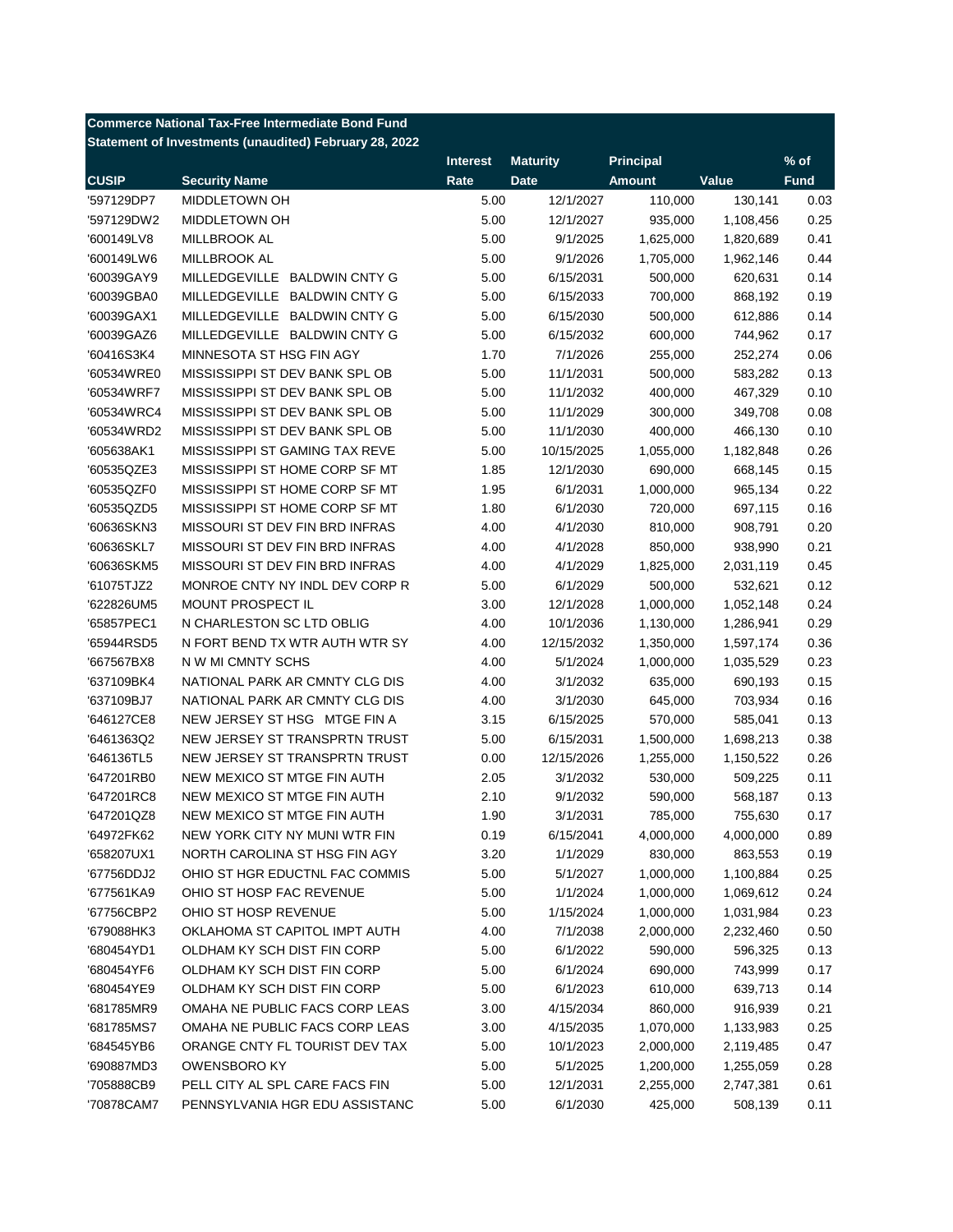**Commerce National Tax-Free Intermediate Bond Fund**
**Statement of Investments (unaudited) February 28, 2022**

| CUSIP | Security Name | Interest Rate | Maturity Date | Principal Amount | Value | % of Fund |
|---|---|---|---|---|---|---|
| '597129DP7 | MIDDLETOWN OH | 5.00 | 12/1/2027 | 110,000 | 130,141 | 0.03 |
| '597129DW2 | MIDDLETOWN OH | 5.00 | 12/1/2027 | 935,000 | 1,108,456 | 0.25 |
| '600149LV8 | MILLBROOK AL | 5.00 | 9/1/2025 | 1,625,000 | 1,820,689 | 0.41 |
| '600149LW6 | MILLBROOK AL | 5.00 | 9/1/2026 | 1,705,000 | 1,962,146 | 0.44 |
| '60039GAY9 | MILLEDGEVILLE BALDWIN CNTY G | 5.00 | 6/15/2031 | 500,000 | 620,631 | 0.14 |
| '60039GBA0 | MILLEDGEVILLE BALDWIN CNTY G | 5.00 | 6/15/2033 | 700,000 | 868,192 | 0.19 |
| '60039GAX1 | MILLEDGEVILLE BALDWIN CNTY G | 5.00 | 6/15/2030 | 500,000 | 612,886 | 0.14 |
| '60039GAZ6 | MILLEDGEVILLE BALDWIN CNTY G | 5.00 | 6/15/2032 | 600,000 | 744,962 | 0.17 |
| '60416S3K4 | MINNESOTA ST HSG FIN AGY | 1.70 | 7/1/2026 | 255,000 | 252,274 | 0.06 |
| '60534WRE0 | MISSISSIPPI ST DEV BANK SPL OB | 5.00 | 11/1/2031 | 500,000 | 583,282 | 0.13 |
| '60534WRF7 | MISSISSIPPI ST DEV BANK SPL OB | 5.00 | 11/1/2032 | 400,000 | 467,329 | 0.10 |
| '60534WRC4 | MISSISSIPPI ST DEV BANK SPL OB | 5.00 | 11/1/2029 | 300,000 | 349,708 | 0.08 |
| '60534WRD2 | MISSISSIPPI ST DEV BANK SPL OB | 5.00 | 11/1/2030 | 400,000 | 466,130 | 0.10 |
| '605638AK1 | MISSISSIPPI ST GAMING TAX REVE | 5.00 | 10/15/2025 | 1,055,000 | 1,182,848 | 0.26 |
| '60535QZE3 | MISSISSIPPI ST HOME CORP SF MT | 1.85 | 12/1/2030 | 690,000 | 668,145 | 0.15 |
| '60535QZF0 | MISSISSIPPI ST HOME CORP SF MT | 1.95 | 6/1/2031 | 1,000,000 | 965,134 | 0.22 |
| '60535QZD5 | MISSISSIPPI ST HOME CORP SF MT | 1.80 | 6/1/2030 | 720,000 | 697,115 | 0.16 |
| '60636SKN3 | MISSOURI ST DEV FIN BRD INFRAS | 4.00 | 4/1/2030 | 810,000 | 908,791 | 0.20 |
| '60636SKL7 | MISSOURI ST DEV FIN BRD INFRAS | 4.00 | 4/1/2028 | 850,000 | 938,990 | 0.21 |
| '60636SKM5 | MISSOURI ST DEV FIN BRD INFRAS | 4.00 | 4/1/2029 | 1,825,000 | 2,031,119 | 0.45 |
| '61075TJZ2 | MONROE CNTY NY INDL DEV CORP R | 5.00 | 6/1/2029 | 500,000 | 532,621 | 0.12 |
| '622826UM5 | MOUNT PROSPECT IL | 3.00 | 12/1/2028 | 1,000,000 | 1,052,148 | 0.24 |
| '65857PEC1 | N CHARLESTON SC LTD OBLIG | 4.00 | 10/1/2036 | 1,130,000 | 1,286,941 | 0.29 |
| '65944RSD5 | N FORT BEND TX WTR AUTH WTR SY | 4.00 | 12/15/2032 | 1,350,000 | 1,597,174 | 0.36 |
| '667567BX8 | N W MI CMNTY SCHS | 4.00 | 5/1/2024 | 1,000,000 | 1,035,529 | 0.23 |
| '637109BK4 | NATIONAL PARK AR CMNTY CLG DIS | 4.00 | 3/1/2032 | 635,000 | 690,193 | 0.15 |
| '637109BJ7 | NATIONAL PARK AR CMNTY CLG DIS | 4.00 | 3/1/2030 | 645,000 | 703,934 | 0.16 |
| '646127CE8 | NEW JERSEY ST HSG MTGE FIN A | 3.15 | 6/15/2025 | 570,000 | 585,041 | 0.13 |
| '6461363Q2 | NEW JERSEY ST TRANSPRTN TRUST | 5.00 | 6/15/2031 | 1,500,000 | 1,698,213 | 0.38 |
| '646136TL5 | NEW JERSEY ST TRANSPRTN TRUST | 0.00 | 12/15/2026 | 1,255,000 | 1,150,522 | 0.26 |
| '647201RB0 | NEW MEXICO ST MTGE FIN AUTH | 2.05 | 3/1/2032 | 530,000 | 509,225 | 0.11 |
| '647201RC8 | NEW MEXICO ST MTGE FIN AUTH | 2.10 | 9/1/2032 | 590,000 | 568,187 | 0.13 |
| '647201QZ8 | NEW MEXICO ST MTGE FIN AUTH | 1.90 | 3/1/2031 | 785,000 | 755,630 | 0.17 |
| '64972FK62 | NEW YORK CITY NY MUNI WTR FIN | 0.19 | 6/15/2041 | 4,000,000 | 4,000,000 | 0.89 |
| '658207UX1 | NORTH CAROLINA ST HSG FIN AGY | 3.20 | 1/1/2029 | 830,000 | 863,553 | 0.19 |
| '67756DDJ2 | OHIO ST HGR EDUCTNL FAC COMMIS | 5.00 | 5/1/2027 | 1,000,000 | 1,100,884 | 0.25 |
| '677561KA9 | OHIO ST HOSP FAC REVENUE | 5.00 | 1/1/2024 | 1,000,000 | 1,069,612 | 0.24 |
| '67756CBP2 | OHIO ST HOSP REVENUE | 5.00 | 1/15/2024 | 1,000,000 | 1,031,984 | 0.23 |
| '679088HK3 | OKLAHOMA ST CAPITOL IMPT AUTH | 4.00 | 7/1/2038 | 2,000,000 | 2,232,460 | 0.50 |
| '680454YD1 | OLDHAM KY SCH DIST FIN CORP | 5.00 | 6/1/2022 | 590,000 | 596,325 | 0.13 |
| '680454YF6 | OLDHAM KY SCH DIST FIN CORP | 5.00 | 6/1/2024 | 690,000 | 743,999 | 0.17 |
| '680454YE9 | OLDHAM KY SCH DIST FIN CORP | 5.00 | 6/1/2023 | 610,000 | 639,713 | 0.14 |
| '681785MR9 | OMAHA NE PUBLIC FACS CORP LEAS | 3.00 | 4/15/2034 | 860,000 | 916,939 | 0.21 |
| '681785MS7 | OMAHA NE PUBLIC FACS CORP LEAS | 3.00 | 4/15/2035 | 1,070,000 | 1,133,983 | 0.25 |
| '684545YB6 | ORANGE CNTY FL TOURIST DEV TAX | 5.00 | 10/1/2023 | 2,000,000 | 2,119,485 | 0.47 |
| '690887MD3 | OWENSBORO KY | 5.00 | 5/1/2025 | 1,200,000 | 1,255,059 | 0.28 |
| '705888CB9 | PELL CITY AL SPL CARE FACS FIN | 5.00 | 12/1/2031 | 2,255,000 | 2,747,381 | 0.61 |
| '70878CAM7 | PENNSYLVANIA HGR EDU ASSISTANC | 5.00 | 6/1/2030 | 425,000 | 508,139 | 0.11 |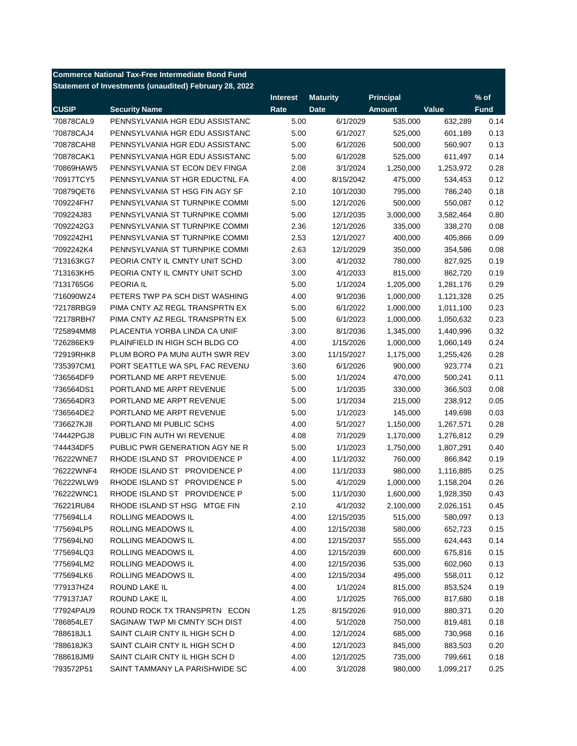**Commerce National Tax-Free Intermediate Bond Fund**
**Statement of Investments (unaudited) February 28, 2022**

| CUSIP | Security Name | Interest Rate | Maturity Date | Principal Amount | Value | % of Fund |
|---|---|---|---|---|---|---|
| '70878CAL9 | PENNSYLVANIA HGR EDU ASSISTANC | 5.00 | 6/1/2029 | 535,000 | 632,289 | 0.14 |
| '70878CAJ4 | PENNSYLVANIA HGR EDU ASSISTANC | 5.00 | 6/1/2027 | 525,000 | 601,189 | 0.13 |
| '70878CAH8 | PENNSYLVANIA HGR EDU ASSISTANC | 5.00 | 6/1/2026 | 500,000 | 560,907 | 0.13 |
| '70878CAK1 | PENNSYLVANIA HGR EDU ASSISTANC | 5.00 | 6/1/2028 | 525,000 | 611,497 | 0.14 |
| '70869HAW5 | PENNSYLVANIA ST ECON DEV FINGA | 2.08 | 3/1/2024 | 1,250,000 | 1,253,972 | 0.28 |
| '70917TCY5 | PENNSYLVANIA ST HGR EDUCTNL FA | 4.00 | 8/15/2042 | 475,000 | 534,453 | 0.12 |
| '70879QET6 | PENNSYLVANIA ST HSG FIN AGY SF | 2.10 | 10/1/2030 | 795,000 | 786,240 | 0.18 |
| '709224FH7 | PENNSYLVANIA ST TURNPIKE COMMI | 5.00 | 12/1/2026 | 500,000 | 550,087 | 0.12 |
| '709224J83 | PENNSYLVANIA ST TURNPIKE COMMI | 5.00 | 12/1/2035 | 3,000,000 | 3,582,464 | 0.80 |
| '7092242G3 | PENNSYLVANIA ST TURNPIKE COMMI | 2.36 | 12/1/2026 | 335,000 | 338,270 | 0.08 |
| '7092242H1 | PENNSYLVANIA ST TURNPIKE COMMI | 2.53 | 12/1/2027 | 400,000 | 405,866 | 0.09 |
| '7092242K4 | PENNSYLVANIA ST TURNPIKE COMMI | 2.63 | 12/1/2029 | 350,000 | 354,586 | 0.08 |
| '713163KG7 | PEORIA CNTY IL CMNTY UNIT SCHD | 3.00 | 4/1/2032 | 780,000 | 827,925 | 0.19 |
| '713163KH5 | PEORIA CNTY IL CMNTY UNIT SCHD | 3.00 | 4/1/2033 | 815,000 | 862,720 | 0.19 |
| '7131765G6 | PEORIA IL | 5.00 | 1/1/2024 | 1,205,000 | 1,281,176 | 0.29 |
| '716090WZ4 | PETERS TWP PA SCH DIST WASHING | 4.00 | 9/1/2036 | 1,000,000 | 1,121,328 | 0.25 |
| '72178RBG9 | PIMA CNTY AZ REGL TRANSPRTN EX | 5.00 | 6/1/2022 | 1,000,000 | 1,011,100 | 0.23 |
| '72178RBH7 | PIMA CNTY AZ REGL TRANSPRTN EX | 5.00 | 6/1/2023 | 1,000,000 | 1,050,632 | 0.23 |
| '725894MM8 | PLACENTIA YORBA LINDA CA UNIF | 3.00 | 8/1/2036 | 1,345,000 | 1,440,996 | 0.32 |
| '726286EK9 | PLAINFIELD IN HIGH SCH BLDG CO | 4.00 | 1/15/2026 | 1,000,000 | 1,060,149 | 0.24 |
| '72919RHK8 | PLUM BORO PA MUNI AUTH SWR REV | 3.00 | 11/15/2027 | 1,175,000 | 1,255,426 | 0.28 |
| '735397CM1 | PORT SEATTLE WA SPL FAC REVENU | 3.60 | 6/1/2026 | 900,000 | 923,774 | 0.21 |
| '736564DF9 | PORTLAND ME ARPT REVENUE | 5.00 | 1/1/2024 | 470,000 | 500,241 | 0.11 |
| '736564DS1 | PORTLAND ME ARPT REVENUE | 5.00 | 1/1/2035 | 330,000 | 366,503 | 0.08 |
| '736564DR3 | PORTLAND ME ARPT REVENUE | 5.00 | 1/1/2034 | 215,000 | 238,912 | 0.05 |
| '736564DE2 | PORTLAND ME ARPT REVENUE | 5.00 | 1/1/2023 | 145,000 | 149,698 | 0.03 |
| '736627KJ8 | PORTLAND MI PUBLIC SCHS | 4.00 | 5/1/2027 | 1,150,000 | 1,267,571 | 0.28 |
| '74442PGJ8 | PUBLIC FIN AUTH WI REVENUE | 4.08 | 7/1/2029 | 1,170,000 | 1,276,812 | 0.29 |
| '744434DF5 | PUBLIC PWR GENERATION AGY NE R | 5.00 | 1/1/2023 | 1,750,000 | 1,807,291 | 0.40 |
| '76222WNE7 | RHODE ISLAND ST PROVIDENCE P | 4.00 | 11/1/2032 | 760,000 | 866,842 | 0.19 |
| '76222WNF4 | RHODE ISLAND ST PROVIDENCE P | 4.00 | 11/1/2033 | 980,000 | 1,116,885 | 0.25 |
| '76222WLW9 | RHODE ISLAND ST PROVIDENCE P | 5.00 | 4/1/2029 | 1,000,000 | 1,158,204 | 0.26 |
| '76222WNC1 | RHODE ISLAND ST PROVIDENCE P | 5.00 | 11/1/2030 | 1,600,000 | 1,928,350 | 0.43 |
| '76221RU84 | RHODE ISLAND ST HSG MTGE FIN | 2.10 | 4/1/2032 | 2,100,000 | 2,026,151 | 0.45 |
| '775694LL4 | ROLLING MEADOWS IL | 4.00 | 12/15/2035 | 515,000 | 580,097 | 0.13 |
| '775694LP5 | ROLLING MEADOWS IL | 4.00 | 12/15/2038 | 580,000 | 652,723 | 0.15 |
| '775694LN0 | ROLLING MEADOWS IL | 4.00 | 12/15/2037 | 555,000 | 624,443 | 0.14 |
| '775694LQ3 | ROLLING MEADOWS IL | 4.00 | 12/15/2039 | 600,000 | 675,816 | 0.15 |
| '775694LM2 | ROLLING MEADOWS IL | 4.00 | 12/15/2036 | 535,000 | 602,060 | 0.13 |
| '775694LK6 | ROLLING MEADOWS IL | 4.00 | 12/15/2034 | 495,000 | 558,011 | 0.12 |
| '779137HZ4 | ROUND LAKE IL | 4.00 | 1/1/2024 | 815,000 | 853,524 | 0.19 |
| '779137JA7 | ROUND LAKE IL | 4.00 | 1/1/2025 | 765,000 | 817,680 | 0.18 |
| '77924PAU9 | ROUND ROCK TX TRANSPRTN ECON | 1.25 | 8/15/2026 | 910,000 | 880,371 | 0.20 |
| '786854LE7 | SAGINAW TWP MI CMNTY SCH DIST | 4.00 | 5/1/2028 | 750,000 | 819,481 | 0.18 |
| '788618JL1 | SAINT CLAIR CNTY IL HIGH SCH D | 4.00 | 12/1/2024 | 685,000 | 730,968 | 0.16 |
| '788618JK3 | SAINT CLAIR CNTY IL HIGH SCH D | 4.00 | 12/1/2023 | 845,000 | 883,503 | 0.20 |
| '788618JM9 | SAINT CLAIR CNTY IL HIGH SCH D | 4.00 | 12/1/2025 | 735,000 | 799,661 | 0.18 |
| '793572P51 | SAINT TAMMANY LA PARISHWIDE SC | 4.00 | 3/1/2028 | 980,000 | 1,099,217 | 0.25 |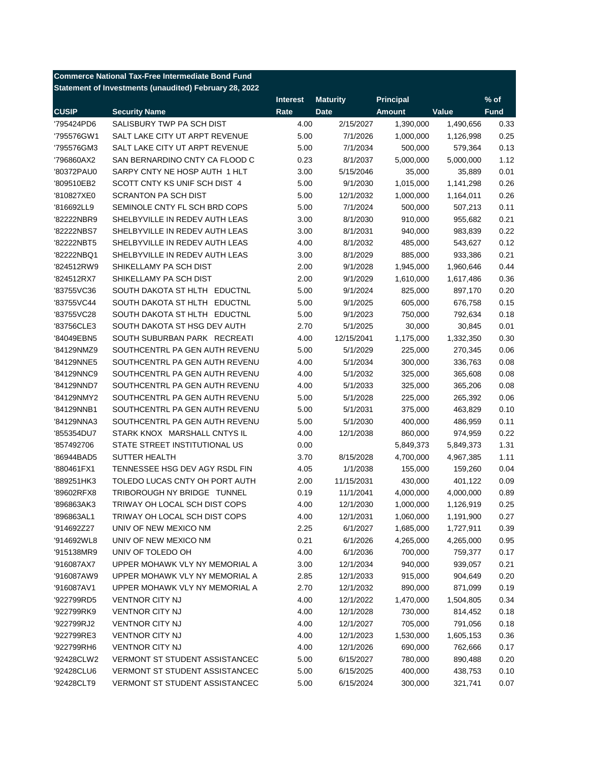**Commerce National Tax-Free Intermediate Bond Fund**
**Statement of Investments (unaudited) February 28, 2022**

| CUSIP | Security Name | Interest Rate | Maturity Date | Principal Amount | Value | % of Fund |
|---|---|---|---|---|---|---|
| '795424PD6 | SALISBURY TWP PA SCH DIST | 4.00 | 2/15/2027 | 1,390,000 | 1,490,656 | 0.33 |
| '795576GW1 | SALT LAKE CITY UT ARPT REVENUE | 5.00 | 7/1/2026 | 1,000,000 | 1,126,998 | 0.25 |
| '795576GM3 | SALT LAKE CITY UT ARPT REVENUE | 5.00 | 7/1/2034 | 500,000 | 579,364 | 0.13 |
| '796860AX2 | SAN BERNARDINO CNTY CA FLOOD C | 0.23 | 8/1/2037 | 5,000,000 | 5,000,000 | 1.12 |
| '80372PAU0 | SARPY CNTY NE HOSP AUTH 1 HLT | 3.00 | 5/15/2046 | 35,000 | 35,889 | 0.01 |
| '809510EB2 | SCOTT CNTY KS UNIF SCH DIST 4 | 5.00 | 9/1/2030 | 1,015,000 | 1,141,298 | 0.26 |
| '810827XE0 | SCRANTON PA SCH DIST | 5.00 | 12/1/2032 | 1,000,000 | 1,164,011 | 0.26 |
| '816692LL9 | SEMINOLE CNTY FL SCH BRD COPS | 5.00 | 7/1/2024 | 500,000 | 507,213 | 0.11 |
| '82222NBR9 | SHELBYVILLE IN REDEV AUTH LEAS | 3.00 | 8/1/2030 | 910,000 | 955,682 | 0.21 |
| '82222NBS7 | SHELBYVILLE IN REDEV AUTH LEAS | 3.00 | 8/1/2031 | 940,000 | 983,839 | 0.22 |
| '82222NBT5 | SHELBYVILLE IN REDEV AUTH LEAS | 4.00 | 8/1/2032 | 485,000 | 543,627 | 0.12 |
| '82222NBQ1 | SHELBYVILLE IN REDEV AUTH LEAS | 3.00 | 8/1/2029 | 885,000 | 933,386 | 0.21 |
| '824512RW9 | SHIKELLAMY PA SCH DIST | 2.00 | 9/1/2028 | 1,945,000 | 1,960,646 | 0.44 |
| '824512RX7 | SHIKELLAMY PA SCH DIST | 2.00 | 9/1/2029 | 1,610,000 | 1,617,486 | 0.36 |
| '83755VC36 | SOUTH DAKOTA ST HLTH EDUCTNL | 5.00 | 9/1/2024 | 825,000 | 897,170 | 0.20 |
| '83755VC44 | SOUTH DAKOTA ST HLTH EDUCTNL | 5.00 | 9/1/2025 | 605,000 | 676,758 | 0.15 |
| '83755VC28 | SOUTH DAKOTA ST HLTH EDUCTNL | 5.00 | 9/1/2023 | 750,000 | 792,634 | 0.18 |
| '83756CLE3 | SOUTH DAKOTA ST HSG DEV AUTH | 2.70 | 5/1/2025 | 30,000 | 30,845 | 0.01 |
| '84049EBN5 | SOUTH SUBURBAN PARK RECREATI | 4.00 | 12/15/2041 | 1,175,000 | 1,332,350 | 0.30 |
| '84129NMZ9 | SOUTHCENTRL PA GEN AUTH REVENU | 5.00 | 5/1/2029 | 225,000 | 270,345 | 0.06 |
| '84129NNE5 | SOUTHCENTRL PA GEN AUTH REVENU | 4.00 | 5/1/2034 | 300,000 | 336,763 | 0.08 |
| '84129NNC9 | SOUTHCENTRL PA GEN AUTH REVENU | 4.00 | 5/1/2032 | 325,000 | 365,608 | 0.08 |
| '84129NND7 | SOUTHCENTRL PA GEN AUTH REVENU | 4.00 | 5/1/2033 | 325,000 | 365,206 | 0.08 |
| '84129NMY2 | SOUTHCENTRL PA GEN AUTH REVENU | 5.00 | 5/1/2028 | 225,000 | 265,392 | 0.06 |
| '84129NNB1 | SOUTHCENTRL PA GEN AUTH REVENU | 5.00 | 5/1/2031 | 375,000 | 463,829 | 0.10 |
| '84129NNA3 | SOUTHCENTRL PA GEN AUTH REVENU | 5.00 | 5/1/2030 | 400,000 | 486,959 | 0.11 |
| '855354DU7 | STARK KNOX MARSHALL CNTYS IL | 4.00 | 12/1/2038 | 860,000 | 974,959 | 0.22 |
| '857492706 | STATE STREET INSTITUTIONAL US | 0.00 | | 5,849,373 | 5,849,373 | 1.31 |
| '86944BAD5 | SUTTER HEALTH | 3.70 | 8/15/2028 | 4,700,000 | 4,967,385 | 1.11 |
| '880461FX1 | TENNESSEE HSG DEV AGY RSDL FIN | 4.05 | 1/1/2038 | 155,000 | 159,260 | 0.04 |
| '889251HK3 | TOLEDO LUCAS CNTY OH PORT AUTH | 2.00 | 11/15/2031 | 430,000 | 401,122 | 0.09 |
| '89602RFX8 | TRIBOROUGH NY BRIDGE TUNNEL | 0.19 | 11/1/2041 | 4,000,000 | 4,000,000 | 0.89 |
| '896863AK3 | TRIWAY OH LOCAL SCH DIST COPS | 4.00 | 12/1/2030 | 1,000,000 | 1,126,919 | 0.25 |
| '896863AL1 | TRIWAY OH LOCAL SCH DIST COPS | 4.00 | 12/1/2031 | 1,060,000 | 1,191,900 | 0.27 |
| '914692Z27 | UNIV OF NEW MEXICO NM | 2.25 | 6/1/2027 | 1,685,000 | 1,727,911 | 0.39 |
| '914692WL8 | UNIV OF NEW MEXICO NM | 0.21 | 6/1/2026 | 4,265,000 | 4,265,000 | 0.95 |
| '915138MR9 | UNIV OF TOLEDO OH | 4.00 | 6/1/2036 | 700,000 | 759,377 | 0.17 |
| '916087AX7 | UPPER MOHAWK VLY NY MEMORIAL A | 3.00 | 12/1/2034 | 940,000 | 939,057 | 0.21 |
| '916087AW9 | UPPER MOHAWK VLY NY MEMORIAL A | 2.85 | 12/1/2033 | 915,000 | 904,649 | 0.20 |
| '916087AV1 | UPPER MOHAWK VLY NY MEMORIAL A | 2.70 | 12/1/2032 | 890,000 | 871,099 | 0.19 |
| '922799RD5 | VENTNOR CITY NJ | 4.00 | 12/1/2022 | 1,470,000 | 1,504,805 | 0.34 |
| '922799RK9 | VENTNOR CITY NJ | 4.00 | 12/1/2028 | 730,000 | 814,452 | 0.18 |
| '922799RJ2 | VENTNOR CITY NJ | 4.00 | 12/1/2027 | 705,000 | 791,056 | 0.18 |
| '922799RE3 | VENTNOR CITY NJ | 4.00 | 12/1/2023 | 1,530,000 | 1,605,153 | 0.36 |
| '922799RH6 | VENTNOR CITY NJ | 4.00 | 12/1/2026 | 690,000 | 762,666 | 0.17 |
| '92428CLW2 | VERMONT ST STUDENT ASSISTANCEC | 5.00 | 6/15/2027 | 780,000 | 890,488 | 0.20 |
| '92428CLU6 | VERMONT ST STUDENT ASSISTANCEC | 5.00 | 6/15/2025 | 400,000 | 438,753 | 0.10 |
| '92428CLT9 | VERMONT ST STUDENT ASSISTANCEC | 5.00 | 6/15/2024 | 300,000 | 321,741 | 0.07 |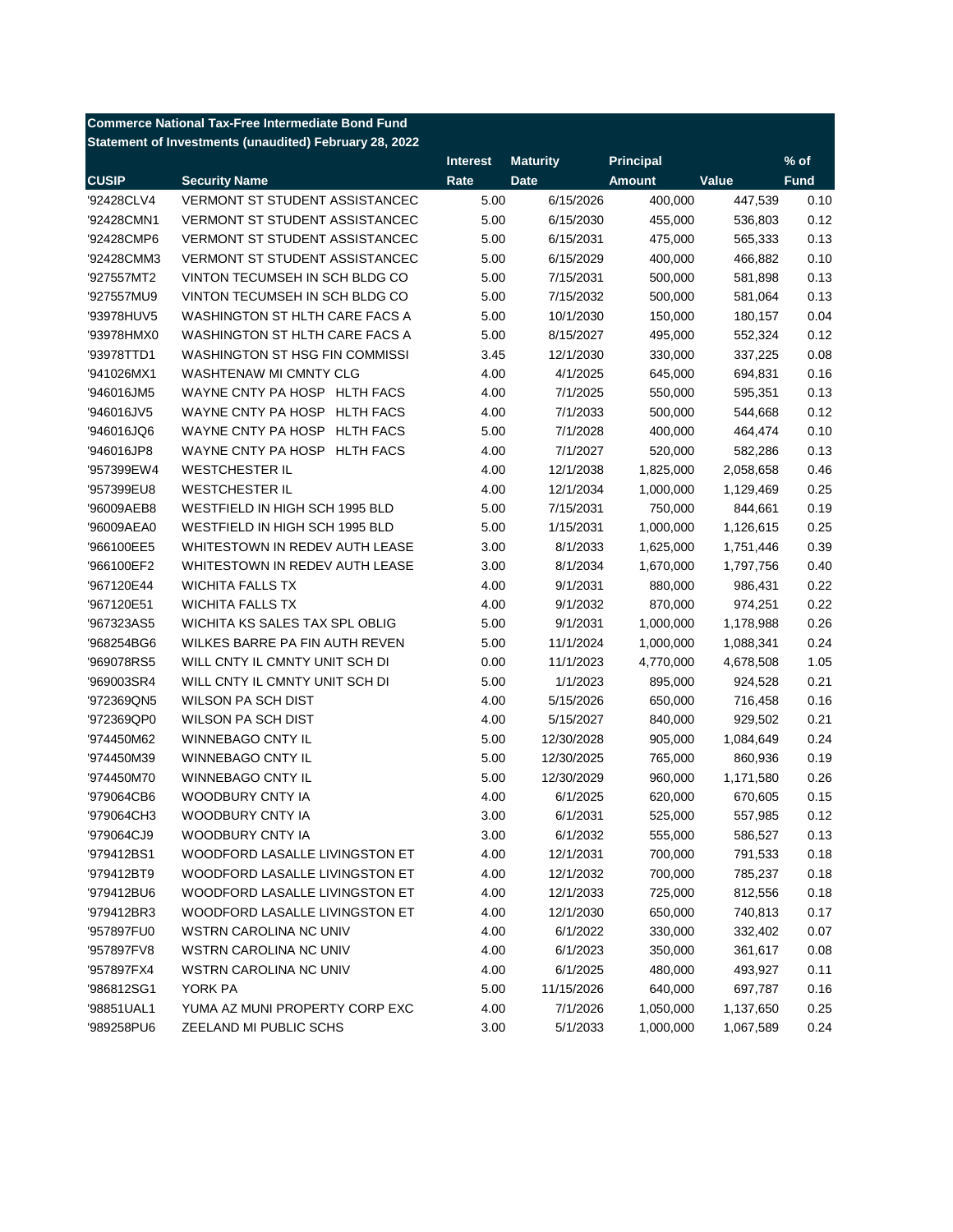**Commerce National Tax-Free Intermediate Bond Fund**
**Statement of Investments (unaudited) February 28, 2022**

| CUSIP | Security Name | Interest Rate | Maturity Date | Principal Amount | Value | % of Fund |
|---|---|---|---|---|---|---|
| '92428CLV4 | VERMONT ST STUDENT ASSISTANCEC | 5.00 | 6/15/2026 | 400,000 | 447,539 | 0.10 |
| '92428CMN1 | VERMONT ST STUDENT ASSISTANCEC | 5.00 | 6/15/2030 | 455,000 | 536,803 | 0.12 |
| '92428CMP6 | VERMONT ST STUDENT ASSISTANCEC | 5.00 | 6/15/2031 | 475,000 | 565,333 | 0.13 |
| '92428CMM3 | VERMONT ST STUDENT ASSISTANCEC | 5.00 | 6/15/2029 | 400,000 | 466,882 | 0.10 |
| '927557MT2 | VINTON TECUMSEH IN SCH BLDG CO | 5.00 | 7/15/2031 | 500,000 | 581,898 | 0.13 |
| '927557MU9 | VINTON TECUMSEH IN SCH BLDG CO | 5.00 | 7/15/2032 | 500,000 | 581,064 | 0.13 |
| '93978HUV5 | WASHINGTON ST HLTH CARE FACS A | 5.00 | 10/1/2030 | 150,000 | 180,157 | 0.04 |
| '93978HMX0 | WASHINGTON ST HLTH CARE FACS A | 5.00 | 8/15/2027 | 495,000 | 552,324 | 0.12 |
| '93978TTD1 | WASHINGTON ST HSG FIN COMMISSI | 3.45 | 12/1/2030 | 330,000 | 337,225 | 0.08 |
| '941026MX1 | WASHTENAW MI CMNTY CLG | 4.00 | 4/1/2025 | 645,000 | 694,831 | 0.16 |
| '946016JM5 | WAYNE CNTY PA HOSP HLTH FACS | 4.00 | 7/1/2025 | 550,000 | 595,351 | 0.13 |
| '946016JV5 | WAYNE CNTY PA HOSP HLTH FACS | 4.00 | 7/1/2033 | 500,000 | 544,668 | 0.12 |
| '946016JQ6 | WAYNE CNTY PA HOSP HLTH FACS | 5.00 | 7/1/2028 | 400,000 | 464,474 | 0.10 |
| '946016JP8 | WAYNE CNTY PA HOSP HLTH FACS | 4.00 | 7/1/2027 | 520,000 | 582,286 | 0.13 |
| '957399EW4 | WESTCHESTER IL | 4.00 | 12/1/2038 | 1,825,000 | 2,058,658 | 0.46 |
| '957399EU8 | WESTCHESTER IL | 4.00 | 12/1/2034 | 1,000,000 | 1,129,469 | 0.25 |
| '96009AEB8 | WESTFIELD IN HIGH SCH 1995 BLD | 5.00 | 7/15/2031 | 750,000 | 844,661 | 0.19 |
| '96009AEA0 | WESTFIELD IN HIGH SCH 1995 BLD | 5.00 | 1/15/2031 | 1,000,000 | 1,126,615 | 0.25 |
| '966100EE5 | WHITESTOWN IN REDEV AUTH LEASE | 3.00 | 8/1/2033 | 1,625,000 | 1,751,446 | 0.39 |
| '966100EF2 | WHITESTOWN IN REDEV AUTH LEASE | 3.00 | 8/1/2034 | 1,670,000 | 1,797,756 | 0.40 |
| '967120E44 | WICHITA FALLS TX | 4.00 | 9/1/2031 | 880,000 | 986,431 | 0.22 |
| '967120E51 | WICHITA FALLS TX | 4.00 | 9/1/2032 | 870,000 | 974,251 | 0.22 |
| '967323AS5 | WICHITA KS SALES TAX SPL OBLIG | 5.00 | 9/1/2031 | 1,000,000 | 1,178,988 | 0.26 |
| '968254BG6 | WILKES BARRE PA FIN AUTH REVEN | 5.00 | 11/1/2024 | 1,000,000 | 1,088,341 | 0.24 |
| '969078RS5 | WILL CNTY IL CMNTY UNIT SCH DI | 0.00 | 11/1/2023 | 4,770,000 | 4,678,508 | 1.05 |
| '969003SR4 | WILL CNTY IL CMNTY UNIT SCH DI | 5.00 | 1/1/2023 | 895,000 | 924,528 | 0.21 |
| '972369QN5 | WILSON PA SCH DIST | 4.00 | 5/15/2026 | 650,000 | 716,458 | 0.16 |
| '972369QP0 | WILSON PA SCH DIST | 4.00 | 5/15/2027 | 840,000 | 929,502 | 0.21 |
| '974450M62 | WINNEBAGO CNTY IL | 5.00 | 12/30/2028 | 905,000 | 1,084,649 | 0.24 |
| '974450M39 | WINNEBAGO CNTY IL | 5.00 | 12/30/2025 | 765,000 | 860,936 | 0.19 |
| '974450M70 | WINNEBAGO CNTY IL | 5.00 | 12/30/2029 | 960,000 | 1,171,580 | 0.26 |
| '979064CB6 | WOODBURY CNTY IA | 4.00 | 6/1/2025 | 620,000 | 670,605 | 0.15 |
| '979064CH3 | WOODBURY CNTY IA | 3.00 | 6/1/2031 | 525,000 | 557,985 | 0.12 |
| '979064CJ9 | WOODBURY CNTY IA | 3.00 | 6/1/2032 | 555,000 | 586,527 | 0.13 |
| '979412BS1 | WOODFORD LASALLE LIVINGSTON ET | 4.00 | 12/1/2031 | 700,000 | 791,533 | 0.18 |
| '979412BT9 | WOODFORD LASALLE LIVINGSTON ET | 4.00 | 12/1/2032 | 700,000 | 785,237 | 0.18 |
| '979412BU6 | WOODFORD LASALLE LIVINGSTON ET | 4.00 | 12/1/2033 | 725,000 | 812,556 | 0.18 |
| '979412BR3 | WOODFORD LASALLE LIVINGSTON ET | 4.00 | 12/1/2030 | 650,000 | 740,813 | 0.17 |
| '957897FU0 | WSTRN CAROLINA NC UNIV | 4.00 | 6/1/2022 | 330,000 | 332,402 | 0.07 |
| '957897FV8 | WSTRN CAROLINA NC UNIV | 4.00 | 6/1/2023 | 350,000 | 361,617 | 0.08 |
| '957897FX4 | WSTRN CAROLINA NC UNIV | 4.00 | 6/1/2025 | 480,000 | 493,927 | 0.11 |
| '986812SG1 | YORK PA | 5.00 | 11/15/2026 | 640,000 | 697,787 | 0.16 |
| '98851UAL1 | YUMA AZ MUNI PROPERTY CORP EXC | 4.00 | 7/1/2026 | 1,050,000 | 1,137,650 | 0.25 |
| '989258PU6 | ZEELAND MI PUBLIC SCHS | 3.00 | 5/1/2033 | 1,000,000 | 1,067,589 | 0.24 |